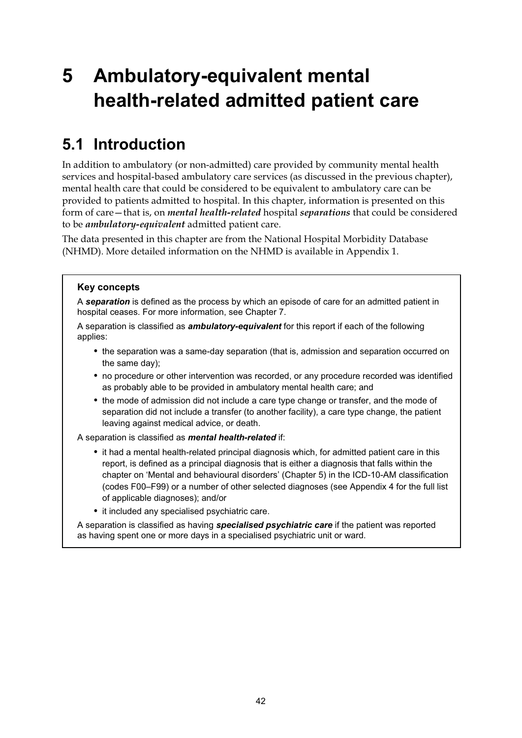# 5 Ambulatory-equivalent mental health-related admitted patient care

## 5.1 Introduction

In addition to ambulatory (or non-admitted) care provided by community mental health services and hospital-based ambulatory care services (as discussed in the previous chapter), mental health care that could be considered to be equivalent to ambulatory care can be provided to patients admitted to hospital. In this chapter, information is presented on this form of care—that is, on ***mental health-related*** hospital ***separations*** that could be considered to be ***ambulatory-equivalent*** admitted patient care.

The data presented in this chapter are from the National Hospital Morbidity Database (NHMD). More detailed information on the NHMD is available in Appendix 1.

> **Key concepts**
>
> A ***separation*** is defined as the process by which an episode of care for an admitted patient in hospital ceases. For more information, see Chapter 7.
>
> A separation is classified as ***ambulatory-equivalent*** for this report if each of the following applies:
>
> - the separation was a same-day separation (that is, admission and separation occurred on the same day);
> - no procedure or other intervention was recorded, or any procedure recorded was identified as probably able to be provided in ambulatory mental health care; and
> - the mode of admission did not include a care type change or transfer, and the mode of separation did not include a transfer (to another facility), a care type change, the patient leaving against medical advice, or death.
>
> A separation is classified as ***mental health-related*** if:
>
> - it had a mental health-related principal diagnosis which, for admitted patient care in this report, is defined as a principal diagnosis that is either a diagnosis that falls within the chapter on 'Mental and behavioural disorders' (Chapter 5) in the ICD-10-AM classification (codes F00–F99) or a number of other selected diagnoses (see Appendix 4 for the full list of applicable diagnoses); and/or
> - it included any specialised psychiatric care.
>
> A separation is classified as having ***specialised psychiatric care*** if the patient was reported as having spent one or more days in a specialised psychiatric unit or ward.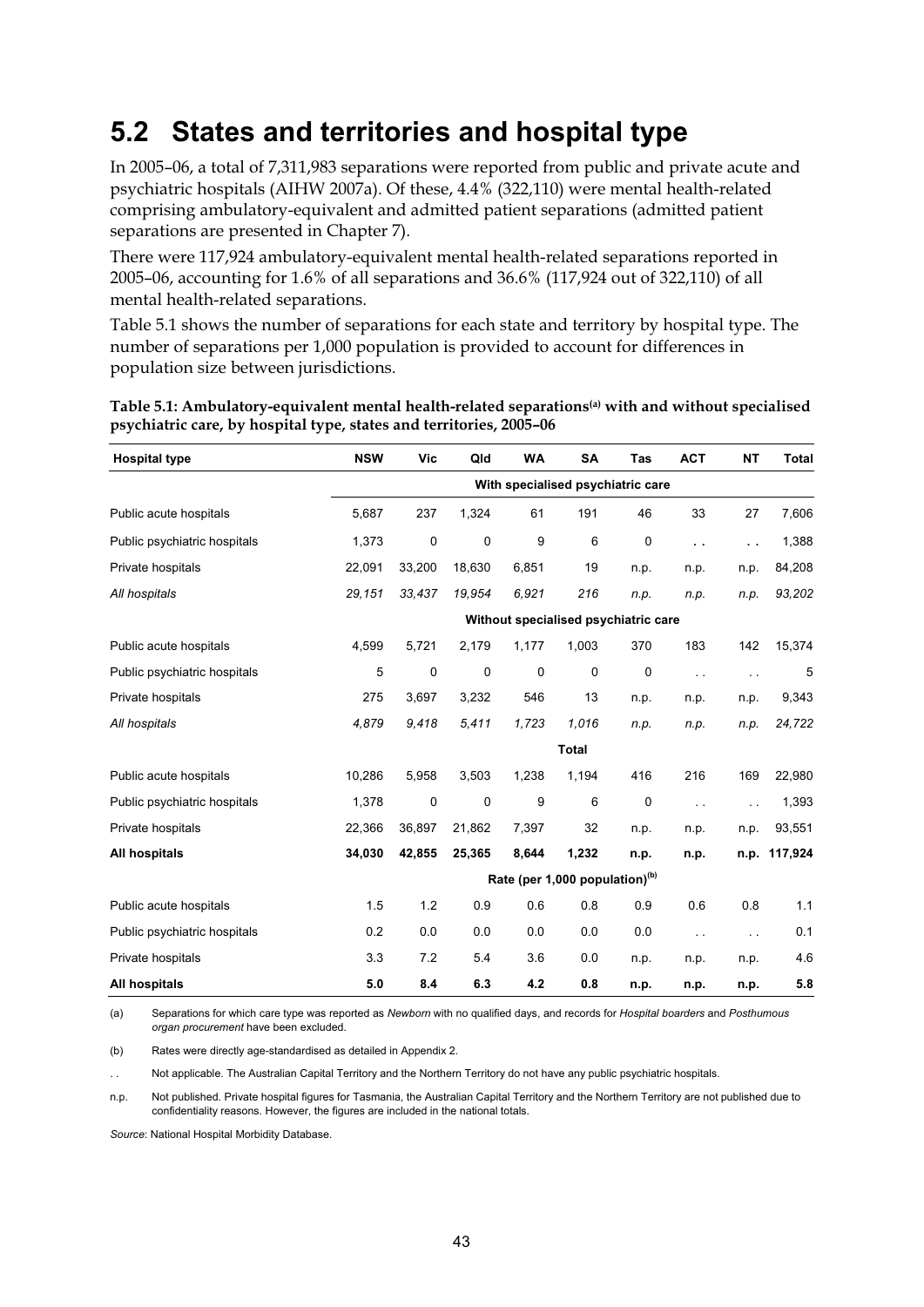# 5.2 States and territories and hospital type

In 2005–06, a total of 7,311,983 separations were reported from public and private acute and psychiatric hospitals (AIHW 2007a). Of these, 4.4% (322,110) were mental health-related comprising ambulatory-equivalent and admitted patient separations (admitted patient separations are presented in Chapter 7).

There were 117,924 ambulatory-equivalent mental health-related separations reported in 2005–06, accounting for 1.6% of all separations and 36.6% (117,924 out of 322,110) of all mental health-related separations.

Table 5.1 shows the number of separations for each state and territory by hospital type. The number of separations per 1,000 population is provided to account for differences in population size between jurisdictions.

**Table 5.1: Ambulatory-equivalent mental health-related separations[(a)] with and without specialised psychiatric care, by hospital type, states and territories, 2005–06**

| Hospital type | NSW | Vic | Qld | WA | SA | Tas | ACT | NT | Total |
|---|---|---|---|---|---|---|---|---|---|
| | With specialised psychiatric care | | | | | | | | |
| Public acute hospitals | 5,687 | 237 | 1,324 | 61 | 191 | 46 | 33 | 27 | 7,606 |
| Public psychiatric hospitals | 1,373 | 0 | 0 | 9 | 6 | 0 | . . | . . | 1,388 |
| Private hospitals | 22,091 | 33,200 | 18,630 | 6,851 | 19 | n.p. | n.p. | n.p. | 84,208 |
| *All hospitals* | *29,151* | *33,437* | *19,954* | *6,921* | *216* | *n.p.* | *n.p.* | *n.p.* | *93,202* |
| | Without specialised psychiatric care | | | | | | | | |
| Public acute hospitals | 4,599 | 5,721 | 2,179 | 1,177 | 1,003 | 370 | 183 | 142 | 15,374 |
| Public psychiatric hospitals | 5 | 0 | 0 | 0 | 0 | 0 | . . | . . | 5 |
| Private hospitals | 275 | 3,697 | 3,232 | 546 | 13 | n.p. | n.p. | n.p. | 9,343 |
| *All hospitals* | *4,879* | *9,418* | *5,411* | *1,723* | *1,016* | *n.p.* | *n.p.* | *n.p.* | *24,722* |
| | Total | | | | | | | | |
| Public acute hospitals | 10,286 | 5,958 | 3,503 | 1,238 | 1,194 | 416 | 216 | 169 | 22,980 |
| Public psychiatric hospitals | 1,378 | 0 | 0 | 9 | 6 | 0 | . . | . . | 1,393 |
| Private hospitals | 22,366 | 36,897 | 21,862 | 7,397 | 32 | n.p. | n.p. | n.p. | 93,551 |
| **All hospitals** | **34,030** | **42,855** | **25,365** | **8,644** | **1,232** | **n.p.** | **n.p.** | **n.p.** | **117,924** |
| | Rate (per 1,000 population)[(b)] | | | | | | | | |
| Public acute hospitals | 1.5 | 1.2 | 0.9 | 0.6 | 0.8 | 0.9 | 0.6 | 0.8 | 1.1 |
| Public psychiatric hospitals | 0.2 | 0.0 | 0.0 | 0.0 | 0.0 | 0.0 | . . | . . | 0.1 |
| Private hospitals | 3.3 | 7.2 | 5.4 | 3.6 | 0.0 | n.p. | n.p. | n.p. | 4.6 |
| **All hospitals** | **5.0** | **8.4** | **6.3** | **4.2** | **0.8** | **n.p.** | **n.p.** | **n.p.** | **5.8** |

(a) Separations for which care type was reported as *Newborn* with no qualified days, and records for *Hospital boarders* and *Posthumous organ procurement* have been excluded.

(b) Rates were directly age-standardised as detailed in Appendix 2.

. . Not applicable. The Australian Capital Territory and the Northern Territory do not have any public psychiatric hospitals.

n.p. Not published. Private hospital figures for Tasmania, the Australian Capital Territory and the Northern Territory are not published due to confidentiality reasons. However, the figures are included in the national totals.

*Source*: National Hospital Morbidity Database.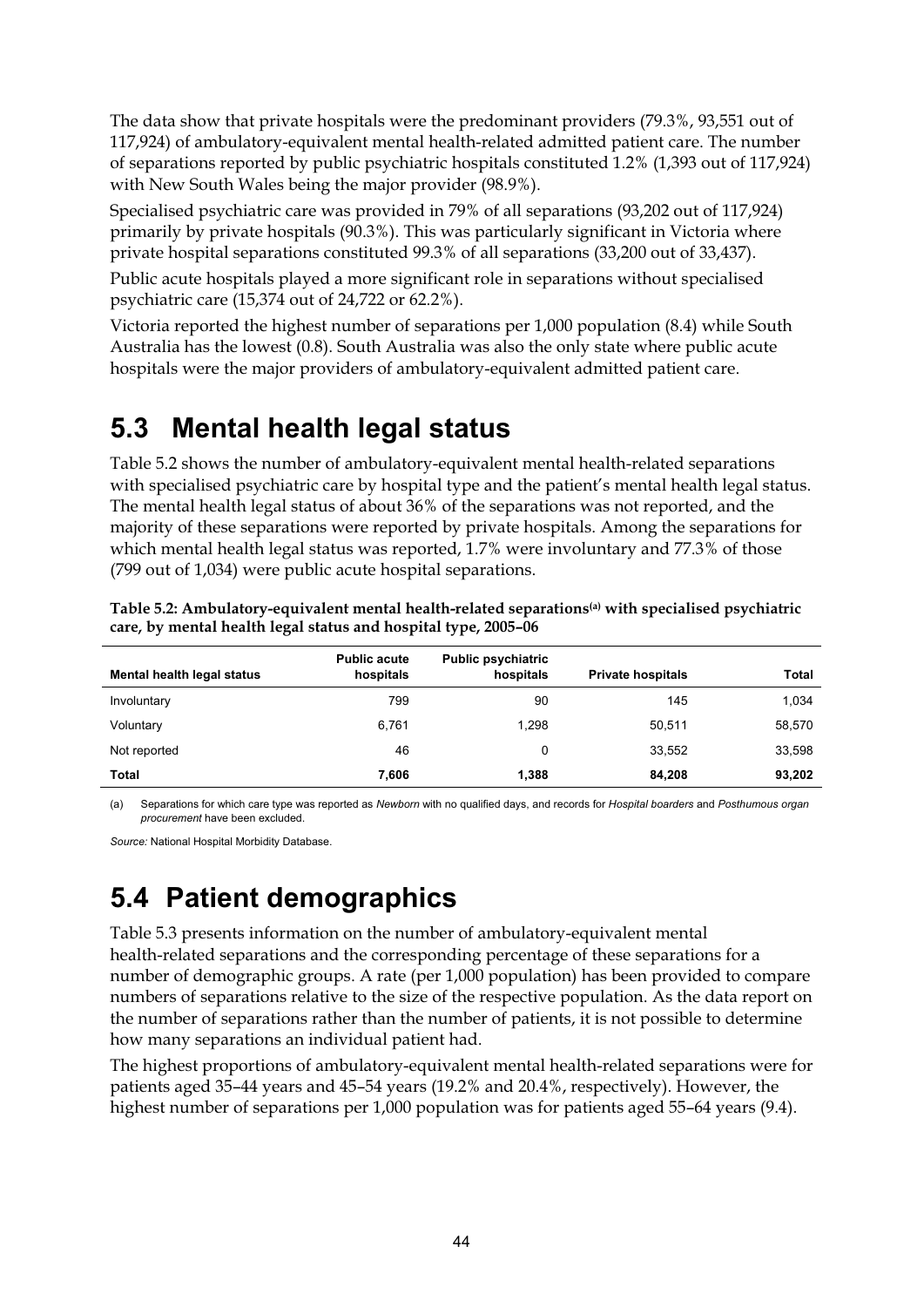The data show that private hospitals were the predominant providers (79.3%, 93,551 out of 117,924) of ambulatory-equivalent mental health-related admitted patient care. The number of separations reported by public psychiatric hospitals constituted 1.2% (1,393 out of 117,924) with New South Wales being the major provider (98.9%).

Specialised psychiatric care was provided in 79% of all separations (93,202 out of 117,924) primarily by private hospitals (90.3%). This was particularly significant in Victoria where private hospital separations constituted 99.3% of all separations (33,200 out of 33,437).

Public acute hospitals played a more significant role in separations without specialised psychiatric care (15,374 out of 24,722 or 62.2%).

Victoria reported the highest number of separations per 1,000 population (8.4) while South Australia has the lowest (0.8). South Australia was also the only state where public acute hospitals were the major providers of ambulatory-equivalent admitted patient care.

# 5.3 Mental health legal status

Table 5.2 shows the number of ambulatory-equivalent mental health-related separations with specialised psychiatric care by hospital type and the patient's mental health legal status. The mental health legal status of about 36% of the separations was not reported, and the majority of these separations were reported by private hospitals. Among the separations for which mental health legal status was reported, 1.7% were involuntary and 77.3% of those (799 out of 1,034) were public acute hospital separations.

**Table 5.2: Ambulatory-equivalent mental health-related separations[(a)] with specialised psychiatric care, by mental health legal status and hospital type, 2005–06**

| Mental health legal status | Public acute hospitals | Public psychiatric hospitals | Private hospitals | Total |
|---|---|---|---|---|
| Involuntary | 799 | 90 | 145 | 1,034 |
| Voluntary | 6,761 | 1,298 | 50,511 | 58,570 |
| Not reported | 46 | 0 | 33,552 | 33,598 |
| **Total** | **7,606** | **1,388** | **84,208** | **93,202** |

(a) Separations for which care type was reported as *Newborn* with no qualified days, and records for *Hospital boarders* and *Posthumous organ procurement* have been excluded.

*Source:* National Hospital Morbidity Database.

# 5.4 Patient demographics

Table 5.3 presents information on the number of ambulatory-equivalent mental health-related separations and the corresponding percentage of these separations for a number of demographic groups. A rate (per 1,000 population) has been provided to compare numbers of separations relative to the size of the respective population. As the data report on the number of separations rather than the number of patients, it is not possible to determine how many separations an individual patient had.

The highest proportions of ambulatory-equivalent mental health-related separations were for patients aged 35–44 years and 45–54 years (19.2% and 20.4%, respectively). However, the highest number of separations per 1,000 population was for patients aged 55–64 years (9.4).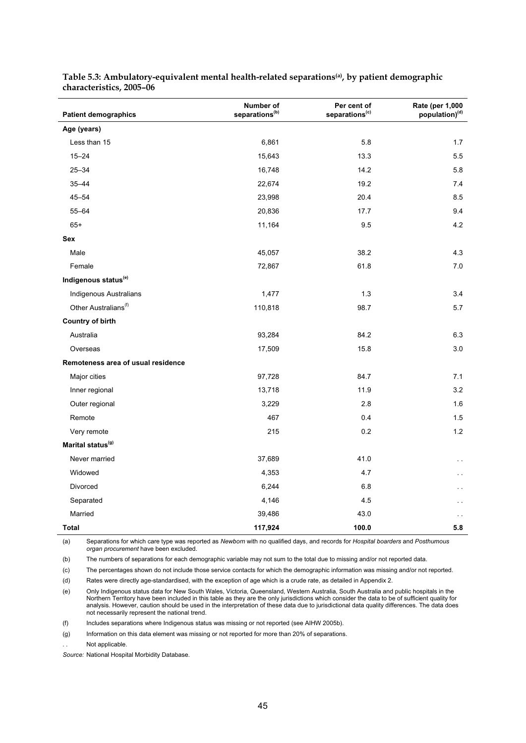**Table 5.3: Ambulatory-equivalent mental health-related separations[(a)], by patient demographic characteristics, 2005–06**

| Patient demographics | Number of separations[(b)] | Per cent of separations[(c)] | Rate (per 1,000 population)[(d)] |
|---|---|---|---|
| **Age (years)** | | | |
| Less than 15 | 6,861 | 5.8 | 1.7 |
| 15–24 | 15,643 | 13.3 | 5.5 |
| 25–34 | 16,748 | 14.2 | 5.8 |
| 35–44 | 22,674 | 19.2 | 7.4 |
| 45–54 | 23,998 | 20.4 | 8.5 |
| 55–64 | 20,836 | 17.7 | 9.4 |
| 65+ | 11,164 | 9.5 | 4.2 |
| **Sex** | | | |
| Male | 45,057 | 38.2 | 4.3 |
| Female | 72,867 | 61.8 | 7.0 |
| **Indigenous status[(e)]** | | | |
| Indigenous Australians | 1,477 | 1.3 | 3.4 |
| Other Australians[(f)] | 110,818 | 98.7 | 5.7 |
| **Country of birth** | | | |
| Australia | 93,284 | 84.2 | 6.3 |
| Overseas | 17,509 | 15.8 | 3.0 |
| **Remoteness area of usual residence** | | | |
| Major cities | 97,728 | 84.7 | 7.1 |
| Inner regional | 13,718 | 11.9 | 3.2 |
| Outer regional | 3,229 | 2.8 | 1.6 |
| Remote | 467 | 0.4 | 1.5 |
| Very remote | 215 | 0.2 | 1.2 |
| **Marital status[(g)]** | | | |
| Never married | 37,689 | 41.0 | . . |
| Widowed | 4,353 | 4.7 | . . |
| Divorced | 6,244 | 6.8 | . . |
| Separated | 4,146 | 4.5 | . . |
| Married | 39,486 | 43.0 | . . |
| **Total** | **117,924** | **100.0** | **5.8** |

(a) Separations for which care type was reported as *Newborn* with no qualified days, and records for *Hospital boarders* and *Posthumous organ procurement* have been excluded.

(b) The numbers of separations for each demographic variable may not sum to the total due to missing and/or not reported data.

(c) The percentages shown do not include those service contacts for which the demographic information was missing and/or not reported.

(d) Rates were directly age-standardised, with the exception of age which is a crude rate, as detailed in Appendix 2.

(e) Only Indigenous status data for New South Wales, Victoria, Queensland, Western Australia, South Australia and public hospitals in the Northern Territory have been included in this table as they are the only jurisdictions which consider the data to be of sufficient quality for analysis. However, caution should be used in the interpretation of these data due to jurisdictional data quality differences. The data does not necessarily represent the national trend.

(f) Includes separations where Indigenous status was missing or not reported (see AIHW 2005b).

(g) Information on this data element was missing or not reported for more than 20% of separations.

. . Not applicable.

*Source:* National Hospital Morbidity Database.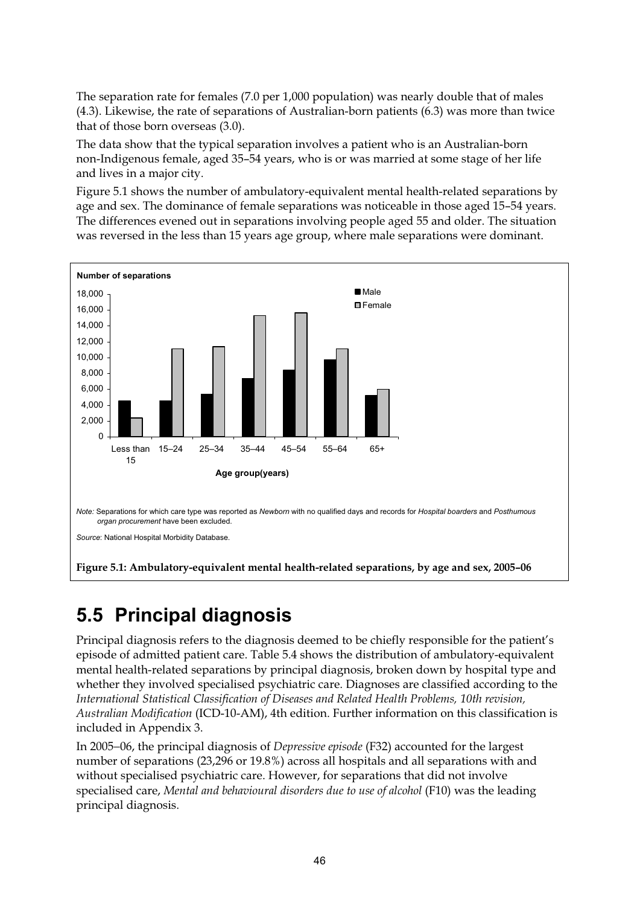The separation rate for females (7.0 per 1,000 population) was nearly double that of males (4.3). Likewise, the rate of separations of Australian-born patients (6.3) was more than twice that of those born overseas (3.0).

The data show that the typical separation involves a patient who is an Australian-born non-Indigenous female, aged 35–54 years, who is or was married at some stage of her life and lives in a major city.

Figure 5.1 shows the number of ambulatory-equivalent mental health-related separations by age and sex. The dominance of female separations was noticeable in those aged 15–54 years. The differences evened out in separations involving people aged 55 and older. The situation was reversed in the less than 15 years age group, where male separations were dominant.

*Note:* Separations for which care type was reported as *Newborn* with no qualified days and records for *Hospital boarders* and *Posthumous organ procurement* have been excluded.

*Source*: National Hospital Morbidity Database.

**Figure 5.1: Ambulatory-equivalent mental health-related separations, by age and sex, 2005–06**

## 5.5 Principal diagnosis

Principal diagnosis refers to the diagnosis deemed to be chiefly responsible for the patient's episode of admitted patient care. Table 5.4 shows the distribution of ambulatory-equivalent mental health-related separations by principal diagnosis, broken down by hospital type and whether they involved specialised psychiatric care. Diagnoses are classified according to the *International Statistical Classification of Diseases and Related Health Problems, 10th revision, Australian Modification* (ICD-10-AM), 4th edition. Further information on this classification is included in Appendix 3.

In 2005–06, the principal diagnosis of *Depressive episode* (F32) accounted for the largest number of separations (23,296 or 19.8%) across all hospitals and all separations with and without specialised psychiatric care. However, for separations that did not involve specialised care, *Mental and behavioural disorders due to use of alcohol* (F10) was the leading principal diagnosis.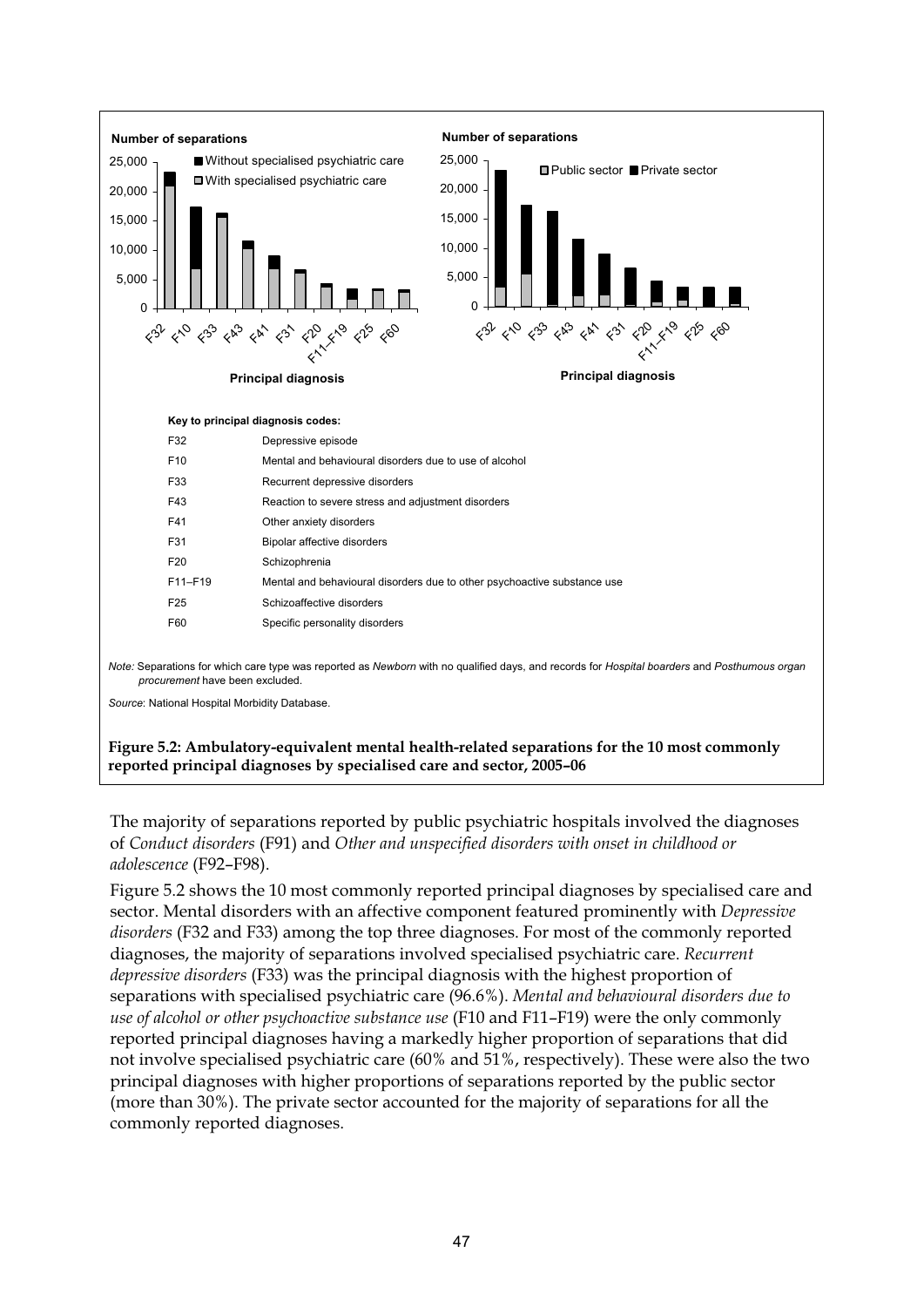Number of separations

Without specialised psychiatric care
With specialised psychiatric care

Number of separations

Public sector Private sector

Principal diagnosis

Principal diagnosis

**Key to principal diagnosis codes:**

| | |
|---|---|
| F32 | Depressive episode |
| F10 | Mental and behavioural disorders due to use of alcohol |
| F33 | Recurrent depressive disorders |
| F43 | Reaction to severe stress and adjustment disorders |
| F41 | Other anxiety disorders |
| F31 | Bipolar affective disorders |
| F20 | Schizophrenia |
| F11–F19 | Mental and behavioural disorders due to other psychoactive substance use |
| F25 | Schizoaffective disorders |
| F60 | Specific personality disorders |

*Note:* Separations for which care type was reported as *Newborn* with no qualified days, and records for *Hospital boarders* and *Posthumous organ procurement* have been excluded.

*Source*: National Hospital Morbidity Database.

**Figure 5.2: Ambulatory-equivalent mental health-related separations for the 10 most commonly reported principal diagnoses by specialised care and sector, 2005–06**

The majority of separations reported by public psychiatric hospitals involved the diagnoses of *Conduct disorders* (F91) and *Other and unspecified disorders with onset in childhood or adolescence* (F92–F98).

Figure 5.2 shows the 10 most commonly reported principal diagnoses by specialised care and sector. Mental disorders with an affective component featured prominently with *Depressive disorders* (F32 and F33) among the top three diagnoses. For most of the commonly reported diagnoses, the majority of separations involved specialised psychiatric care. *Recurrent depressive disorders* (F33) was the principal diagnosis with the highest proportion of separations with specialised psychiatric care (96.6%). *Mental and behavioural disorders due to use of alcohol or other psychoactive substance use* (F10 and F11–F19) were the only commonly reported principal diagnoses having a markedly higher proportion of separations that did not involve specialised psychiatric care (60% and 51%, respectively). These were also the two principal diagnoses with higher proportions of separations reported by the public sector (more than 30%). The private sector accounted for the majority of separations for all the commonly reported diagnoses.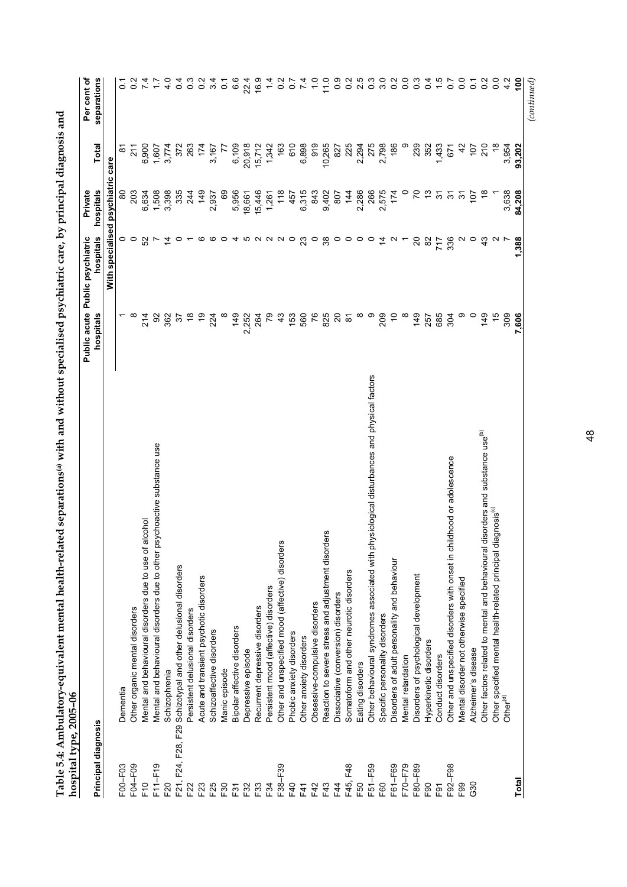**Table 5.4: Ambulatory-equivalent mental health-related separations[(a)] with and without specialised psychiatric care, by principal diagnosis and hospital type, 2005–06**

| Principal diagnosis | | Public acute hospitals | Public psychiatric hospitals | Private hospitals | Total | Per cent of separations |
|---|---|---|---|---|---|---|
| | | With specialised psychiatric care | | | | |
| F00–F03 | Dementia | 1 | 0 | 80 | 81 | 0.1 |
| F04–F09 | Other organic mental disorders | 8 | 0 | 203 | 211 | 0.2 |
| F10 | Mental and behavioural disorders due to use of alcohol | 214 | 52 | 6,634 | 6,900 | 7.4 |
| F11–F19 | Mental and behavioural disorders due to other psychoactive substance use | 92 | 7 | 1,508 | 1,607 | 1.7 |
| F20 | Schizophrenia | 362 | 14 | 3,398 | 3,774 | 4.0 |
| F21, F24, F28, F29 | Schizotypal and other delusional disorders | 37 | 0 | 335 | 372 | 0.4 |
| F22 | Persistent delusional disorders | 18 | 1 | 244 | 263 | 0.3 |
| F23 | Acute and transient psychotic disorders | 19 | 6 | 149 | 174 | 0.2 |
| F25 | Schizoaffective disorders | 224 | 6 | 2,937 | 3,167 | 3.4 |
| F30 | Manic episode | 8 | 0 | 69 | 77 | 0.1 |
| F31 | Bipolar affective disorders | 149 | 4 | 5,956 | 6,109 | 6.6 |
| F32 | Depressive episode | 2,252 | 5 | 18,661 | 20,918 | 22.4 |
| F33 | Recurrent depressive disorders | 264 | 2 | 15,446 | 15,712 | 16.9 |
| F34 | Persistent mood (affective) disorders | 79 | 2 | 1,261 | 1,342 | 1.4 |
| F38–F39 | Other and unspecified mood (affective) disorders | 43 | 2 | 118 | 163 | 0.2 |
| F40 | Phobic anxiety disorders | 153 | 0 | 457 | 610 | 0.7 |
| F41 | Other anxiety disorders | 560 | 23 | 6,315 | 6,898 | 7.4 |
| F42 | Obsessive-compulsive disorders | 76 | 0 | 843 | 919 | 1.0 |
| F43 | Reaction to severe stress and adjustment disorders | 825 | 38 | 9,402 | 10,265 | 11.0 |
| F44 | Dissociative (conversion) disorders | 20 | 0 | 807 | 827 | 0.9 |
| F45, F48 | Somatoform and other neurotic disorders | 81 | 0 | 144 | 225 | 0.2 |
| F50 | Eating disorders | 8 | 0 | 2,286 | 2,294 | 2.5 |
| F51–F59 | Other behavioural syndromes associated with physiological disturbances and physical factors | 9 | 0 | 266 | 275 | 0.3 |
| F60 | Specific personality disorders | 209 | 14 | 2,575 | 2,798 | 3.0 |
| F61–F69 | Disorders of adult personality and behaviour | 10 | 2 | 174 | 186 | 0.2 |
| F70–F79 | Mental retardation | 8 | 1 | 0 | 9 | 0.0 |
| F80–F89 | Disorders of psychological development | 149 | 20 | 70 | 239 | 0.3 |
| F90 | Hyperkinetic disorders | 257 | 82 | 13 | 352 | 0.4 |
| F91 | Conduct disorders | 685 | 717 | 31 | 1,433 | 1.5 |
| F92–F98 | Other and unspecified disorders with onset in childhood or adolescence | 304 | 336 | 31 | 671 | 0.7 |
| F99 | Mental disorder not otherwise specified | 9 | 2 | 31 | 42 | 0.0 |
| G30 | Alzheimer's disease | 0 | 0 | 107 | 107 | 0.1 |
| | Other factors related to mental and behavioural disorders and substance use[(b)] | 149 | 43 | 18 | 210 | 0.2 |
| | Other specified mental health-related principal diagnosis[(c)] | 15 | 2 | 1 | 18 | 0.0 |
| | Other[(d)] | 309 | 7 | 3,638 | 3,954 | 4.2 |
| **Total** | | **7,606** | **1,388** | **84,208** | **93,202** | **100** |

*(continued)*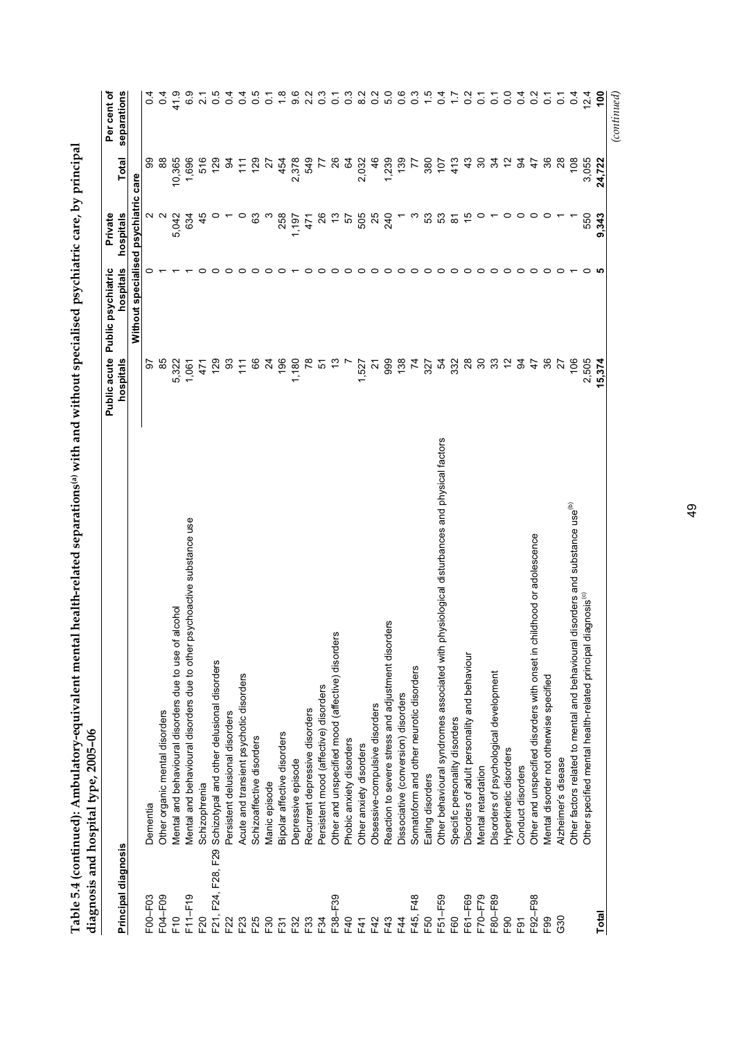**Table 5.4 (continued): Ambulatory-equivalent mental health-related separations[(a)] with and without specialised psychiatric care, by principal diagnosis and hospital type, 2005–06**

| Principal diagnosis | | Public acute hospitals | Public psychiatric hospitals | Private hospitals | Total | Per cent of separations |
|---|---|---|---|---|---|---|
| | | Without specialised psychiatric care | | | | |
| F00–F03 | Dementia | 97 | 0 | 2 | 99 | 0.4 |
| F04–F09 | Other organic mental disorders | 85 | 1 | 2 | 88 | 0.4 |
| F10 | Mental and behavioural disorders due to use of alcohol | 5,322 | 1 | 5,042 | 10,365 | 41.9 |
| F11–F19 | Mental and behavioural disorders due to other psychoactive substance use | 1,061 | 1 | 634 | 1,696 | 6.9 |
| F20 | Schizophrenia | 471 | 0 | 45 | 516 | 2.1 |
| F21, F24, F28, F29 | Schizotypal and other delusional disorders | 129 | 0 | 0 | 129 | 0.5 |
| F22 | Persistent delusional disorders | 93 | 0 | 1 | 94 | 0.4 |
| F23 | Acute and transient psychotic disorders | 111 | 0 | 0 | 111 | 0.4 |
| F25 | Schizoaffective disorders | 66 | 0 | 63 | 129 | 0.5 |
| F30 | Manic episode | 24 | 0 | 3 | 27 | 0.1 |
| F31 | Bipolar affective disorders | 196 | 0 | 258 | 454 | 1.8 |
| F32 | Depressive episode | 1,180 | 1 | 1,197 | 2,378 | 9.6 |
| F33 | Recurrent depressive disorders | 78 | 0 | 471 | 549 | 2.2 |
| F34 | Persistent mood (affective) disorders | 51 | 0 | 26 | 77 | 0.3 |
| F38–F39 | Other and unspecified mood (affective) disorders | 13 | 0 | 13 | 26 | 0.1 |
| F40 | Phobic anxiety disorders | 7 | 0 | 57 | 64 | 0.3 |
| F41 | Other anxiety disorders | 1,527 | 0 | 505 | 2,032 | 8.2 |
| F42 | Obsessive-compulsive disorders | 21 | 0 | 25 | 46 | 0.2 |
| F43 | Reaction to severe stress and adjustment disorders | 999 | 0 | 240 | 1,239 | 5.0 |
| F44 | Dissociative (conversion) disorders | 138 | 0 | 1 | 139 | 0.6 |
| F45, F48 | Somatoform and other neurotic disorders | 74 | 0 | 3 | 77 | 0.3 |
| F50 | Eating disorders | 327 | 0 | 53 | 380 | 1.5 |
| F51–F59 | Other behavioural syndromes associated with physiological disturbances and physical factors | 54 | 0 | 53 | 107 | 0.4 |
| F60 | Specific personality disorders | 332 | 0 | 81 | 413 | 1.7 |
| F61–F69 | Disorders of adult personality and behaviour | 28 | 0 | 15 | 43 | 0.2 |
| F70–F79 | Mental retardation | 30 | 0 | 0 | 30 | 0.1 |
| F80–F89 | Disorders of psychological development | 33 | 0 | 1 | 34 | 0.1 |
| F90 | Hyperkinetic disorders | 12 | 0 | 0 | 12 | 0.0 |
| F91 | Conduct disorders | 94 | 0 | 0 | 94 | 0.4 |
| F92–F98 | Other and unspecified disorders with onset in childhood or adolescence | 47 | 0 | 0 | 47 | 0.2 |
| F99 | Mental disorder not otherwise specified | 36 | 0 | 0 | 36 | 0.1 |
| G30 | Alzheimer's disease | 27 | 0 | 1 | 28 | 0.1 |
| | Other factors related to mental and behavioural disorders and substance use[(b)] | 106 | 1 | 1 | 108 | 0.4 |
| | Other specified mental health-related principal diagnosis[(c)] | 2,505 | 0 | 550 | 3,055 | 12.4 |
| **Total** | | **15,374** | **5** | **9,343** | **24,722** | **100** |

*(continued)*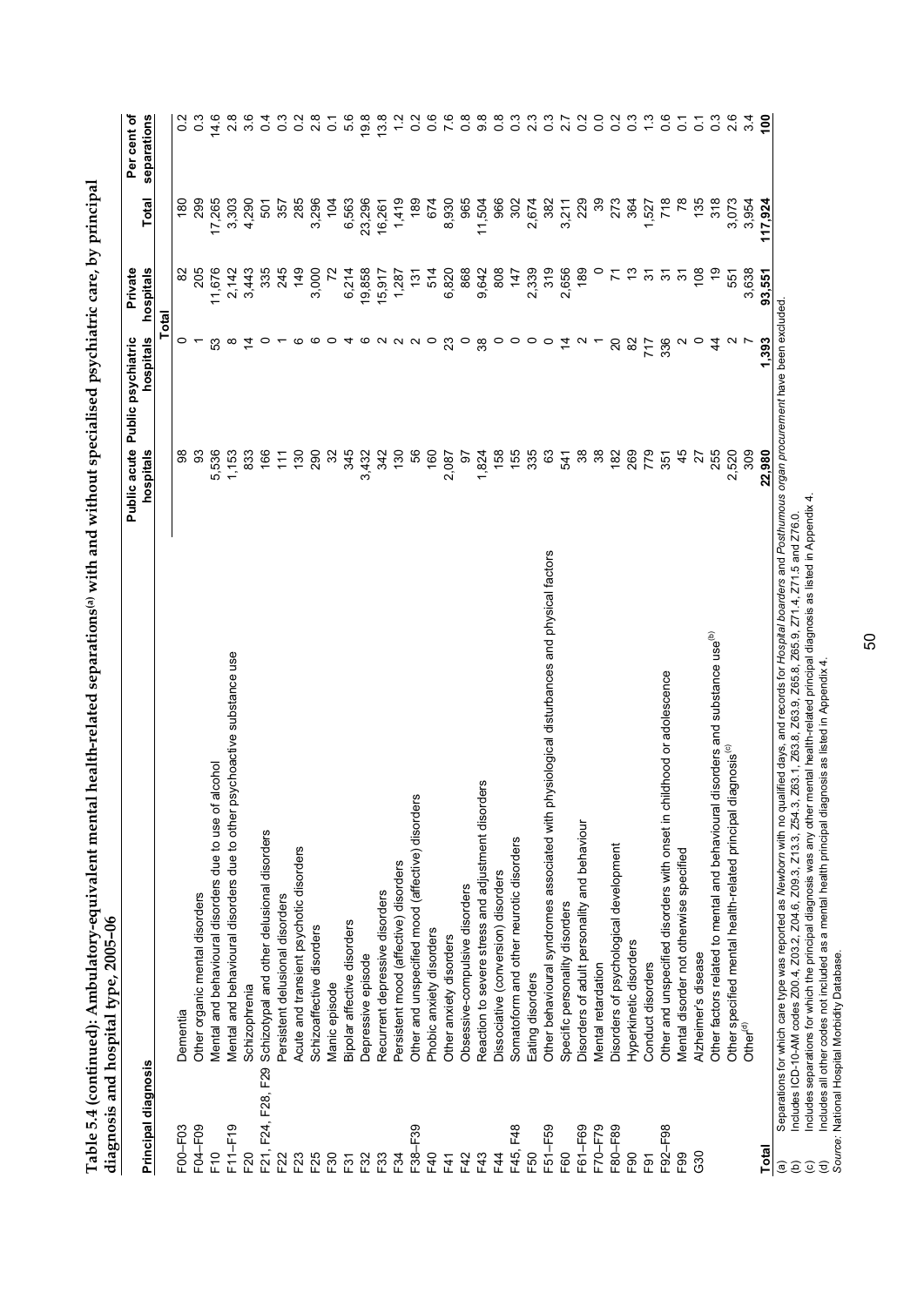**Table 5.4 (continued): Ambulatory-equivalent mental health-related separations[a] with and without specialised psychiatric care, by principal diagnosis and hospital type, 2005–06**

| Principal diagnosis | | Public acute hospitals | Public psychiatric hospitals | Private hospitals | Total | Per cent of separations |
|---|---|---|---|---|---|---|
| | | **Total** | | | | |
| F00–F03 | Dementia | 98 | 0 | 82 | 180 | 0.2 |
| F04–F09 | Other organic mental disorders | 93 | 1 | 205 | 299 | 0.3 |
| F10 | Mental and behavioural disorders due to use of alcohol | 5,536 | 53 | 11,676 | 17,265 | 14.6 |
| F11–F19 | Mental and behavioural disorders due to other psychoactive substance use | 1,153 | 8 | 2,142 | 3,303 | 2.8 |
| F20 | Schizophrenia | 833 | 14 | 3,443 | 4,290 | 3.6 |
| F21, F24, F28, F29 | Schizotypal and other delusional disorders | 166 | 0 | 335 | 501 | 0.4 |
| F22 | Persistent delusional disorders | 111 | 1 | 245 | 357 | 0.3 |
| F23 | Acute and transient psychotic disorders | 130 | 6 | 149 | 285 | 0.2 |
| F25 | Schizoaffective disorders | 290 | 6 | 3,000 | 3,296 | 2.8 |
| F30 | Manic episode | 32 | 0 | 72 | 104 | 0.1 |
| F31 | Bipolar affective disorders | 345 | 4 | 6,214 | 6,563 | 5.6 |
| F32 | Depressive episode | 3,432 | 6 | 19,858 | 23,296 | 19.8 |
| F33 | Recurrent depressive disorders | 342 | 2 | 15,917 | 16,261 | 13.8 |
| F34 | Persistent mood (affective) disorders | 130 | 2 | 1,287 | 1,419 | 1.2 |
| F38–F39 | Other and unspecified mood (affective) disorders | 56 | 2 | 131 | 189 | 0.2 |
| F40 | Phobic anxiety disorders | 160 | 0 | 514 | 674 | 0.6 |
| F41 | Other anxiety disorders | 2,087 | 23 | 6,820 | 8,930 | 7.6 |
| F42 | Obsessive-compulsive disorders | 97 | 0 | 868 | 965 | 0.8 |
| F43 | Reaction to severe stress and adjustment disorders | 1,824 | 38 | 9,642 | 11,504 | 9.8 |
| F44 | Dissociative (conversion) disorders | 158 | 0 | 808 | 966 | 0.8 |
| F45, F48 | Somatoform and other neurotic disorders | 155 | 0 | 147 | 302 | 0.3 |
| F50 | Eating disorders | 335 | 0 | 2,339 | 2,674 | 2.3 |
| F51–F59 | Other behavioural syndromes associated with physiological disturbances and physical factors | 63 | 0 | 319 | 382 | 0.3 |
| F60 | Specific personality disorders | 541 | 14 | 2,656 | 3,211 | 2.7 |
| F61–F69 | Disorders of adult personality and behaviour | 38 | 2 | 189 | 229 | 0.2 |
| F70–F79 | Mental retardation | 38 | 1 | 0 | 39 | 0.0 |
| F80–F89 | Disorders of psychological development | 182 | 20 | 71 | 273 | 0.2 |
| F90 | Hyperkinetic disorders | 269 | 82 | 13 | 364 | 0.3 |
| F91 | Conduct disorders | 779 | 717 | 31 | 1,527 | 1.3 |
| F92–F98 | Other and unspecified disorders with onset in childhood or adolescence | 351 | 336 | 31 | 718 | 0.6 |
| F99 | Mental disorder not otherwise specified | 45 | 2 | 31 | 78 | 0.1 |
| G30 | Alzheimer's disease | 27 | 0 | 108 | 135 | 0.1 |
| | Other factors related to mental and behavioural disorders and substance use[b] | 255 | 44 | 19 | 318 | 0.3 |
| | Other specified mental health-related principal diagnosis[c] | 2,520 | 2 | 551 | 3,073 | 2.6 |
| | Other[d] | 309 | 7 | 3,638 | 3,954 | 3.4 |
| **Total** | | **22,980** | **1,393** | **93,551** | **117,924** | **100** |

(a) Separations for which care type was reported as *Newborn* with no qualified days, and records for *Hospital boarders* and *Posthumous organ procurement* have been excluded.
(b) Includes ICD-10-AM codes Z00.4, Z03.2, Z04.6, Z09.3, Z13.3, Z54.3, Z63.1, Z63.8, Z63.9, Z65.8, Z65.9, Z71.4, Z71.5 and Z76.0.
(c) Includes separations for which the principal diagnosis was any other mental health-related principal diagnosis as listed in Appendix 4.
(d) Includes all other codes not included as a mental health principal diagnosis as listed in Appendix 4.
*Source:* National Hospital Morbidity Database.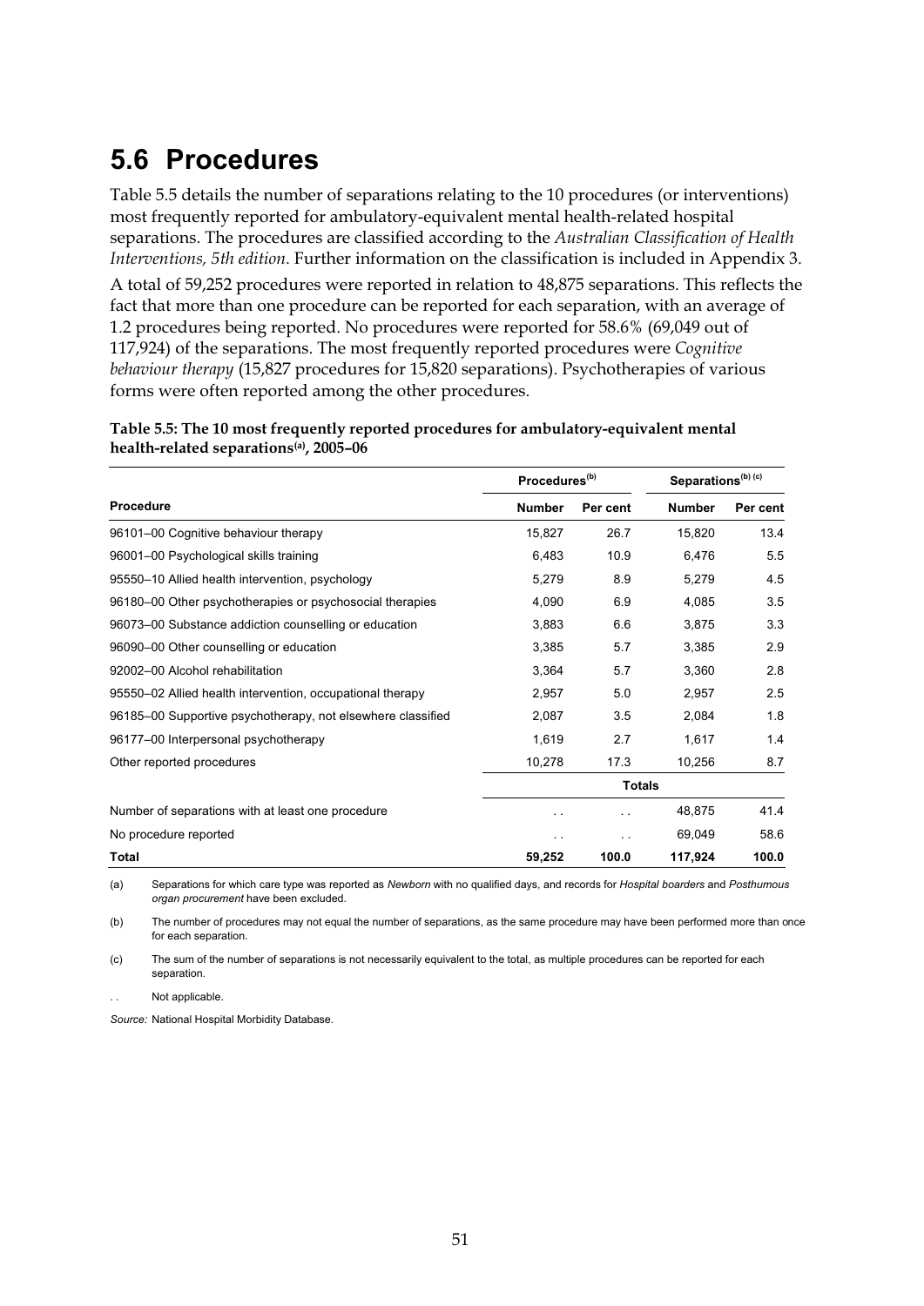## 5.6 Procedures

Table 5.5 details the number of separations relating to the 10 procedures (or interventions) most frequently reported for ambulatory-equivalent mental health-related hospital separations. The procedures are classified according to the *Australian Classification of Health Interventions, 5th edition*. Further information on the classification is included in Appendix 3.

A total of 59,252 procedures were reported in relation to 48,875 separations. This reflects the fact that more than one procedure can be reported for each separation, with an average of 1.2 procedures being reported. No procedures were reported for 58.6% (69,049 out of 117,924) of the separations. The most frequently reported procedures were *Cognitive behaviour therapy* (15,827 procedures for 15,820 separations). Psychotherapies of various forms were often reported among the other procedures.

**Table 5.5: The 10 most frequently reported procedures for ambulatory-equivalent mental health-related separations[(a)], 2005–06**

| | Procedures[(b)] | | Separations[(b) (c)] | |
|---|---|---|---|---|
| **Procedure** | **Number** | **Per cent** | **Number** | **Per cent** |
| 96101–00 Cognitive behaviour therapy | 15,827 | 26.7 | 15,820 | 13.4 |
| 96001–00 Psychological skills training | 6,483 | 10.9 | 6,476 | 5.5 |
| 95550–10 Allied health intervention, psychology | 5,279 | 8.9 | 5,279 | 4.5 |
| 96180–00 Other psychotherapies or psychosocial therapies | 4,090 | 6.9 | 4,085 | 3.5 |
| 96073–00 Substance addiction counselling or education | 3,883 | 6.6 | 3,875 | 3.3 |
| 96090–00 Other counselling or education | 3,385 | 5.7 | 3,385 | 2.9 |
| 92002–00 Alcohol rehabilitation | 3,364 | 5.7 | 3,360 | 2.8 |
| 95550–02 Allied health intervention, occupational therapy | 2,957 | 5.0 | 2,957 | 2.5 |
| 96185–00 Supportive psychotherapy, not elsewhere classified | 2,087 | 3.5 | 2,084 | 1.8 |
| 96177–00 Interpersonal psychotherapy | 1,619 | 2.7 | 1,617 | 1.4 |
| Other reported procedures | 10,278 | 17.3 | 10,256 | 8.7 |
| | | **Totals** | | |
| Number of separations with at least one procedure | . . | . . | 48,875 | 41.4 |
| No procedure reported | . . | . . | 69,049 | 58.6 |
| **Total** | **59,252** | **100.0** | **117,924** | **100.0** |

(a) Separations for which care type was reported as *Newborn* with no qualified days, and records for *Hospital boarders* and *Posthumous organ procurement* have been excluded.

(b) The number of procedures may not equal the number of separations, as the same procedure may have been performed more than once for each separation.

(c) The sum of the number of separations is not necessarily equivalent to the total, as multiple procedures can be reported for each separation.

. . Not applicable.

*Source:* National Hospital Morbidity Database.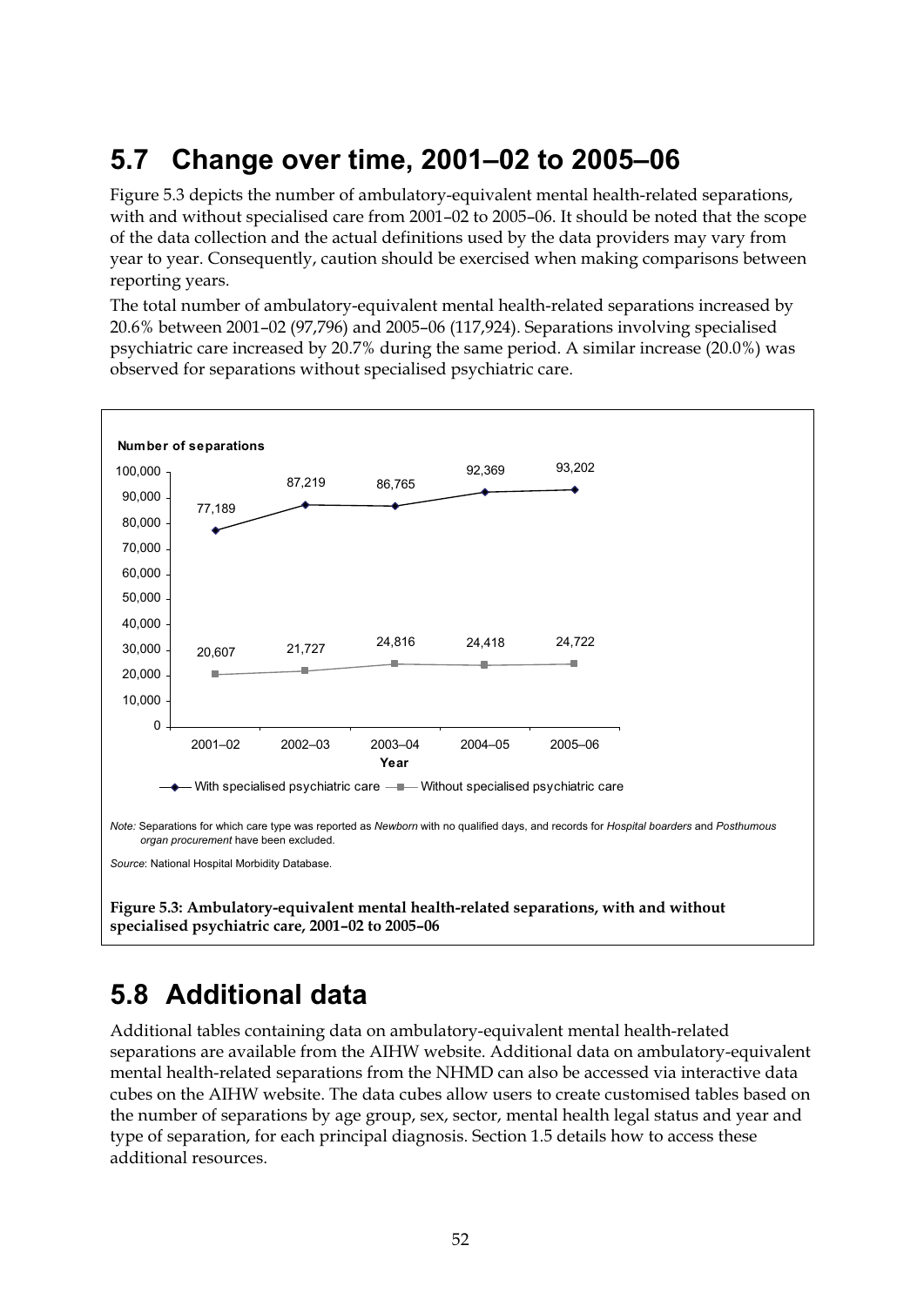## 5.7 Change over time, 2001–02 to 2005–06

Figure 5.3 depicts the number of ambulatory-equivalent mental health-related separations, with and without specialised care from 2001–02 to 2005–06. It should be noted that the scope of the data collection and the actual definitions used by the data providers may vary from year to year. Consequently, caution should be exercised when making comparisons between reporting years.

The total number of ambulatory-equivalent mental health-related separations increased by 20.6% between 2001–02 (97,796) and 2005–06 (117,924). Separations involving specialised psychiatric care increased by 20.7% during the same period. A similar increase (20.0%) was observed for separations without specialised psychiatric care.

Number of separations

100,000
90,000
80,000
70,000
60,000
50,000
40,000
30,000
20,000
10,000
0

77,189
87,219
86,765
92,369
93,202

20,607
21,727
24,816
24,418
24,722

2001–02
2002–03
2003–04
2004–05
2005–06

Year

With specialised psychiatric care
Without specialised psychiatric care

*Note:* Separations for which care type was reported as *Newborn* with no qualified days, and records for *Hospital boarders* and *Posthumous organ procurement* have been excluded.

*Source*: National Hospital Morbidity Database.

**Figure 5.3: Ambulatory-equivalent mental health-related separations, with and without specialised psychiatric care, 2001–02 to 2005–06**

## 5.8 Additional data

Additional tables containing data on ambulatory-equivalent mental health-related separations are available from the AIHW website. Additional data on ambulatory-equivalent mental health-related separations from the NHMD can also be accessed via interactive data cubes on the AIHW website. The data cubes allow users to create customised tables based on the number of separations by age group, sex, sector, mental health legal status and year and type of separation, for each principal diagnosis. Section 1.5 details how to access these additional resources.